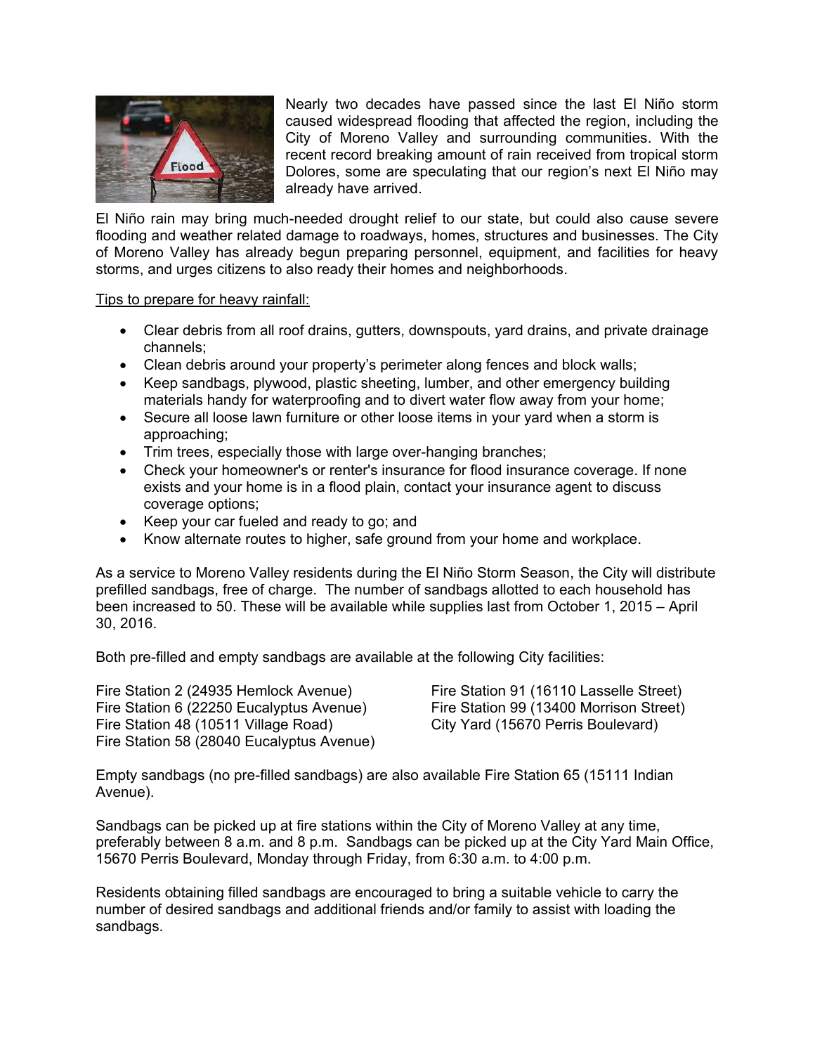Nearly two decades have passed since the last El Niño storm caused widespread flooding that affected the region, including the City of Moreno Valley and surrounding communities. With the recent record breaking amount of rain received from tropical storm Dolores, some are speculating that our region's next El Niño may already have arrived.

El Niño rain may bring much-needed drought relief to our state, but could also cause severe flooding and weather related damage to roadways, homes, structures and businesses. The City of Moreno Valley has already begun preparing personnel, equipment, and facilities for heavy storms, and urges citizens to also ready their homes and neighborhoods.

<u>Tips to prepare for heavy rainfall:</u>

- Clear debris from all roof drains, gutters, downspouts, yard drains, and private drainage channels;
- Clean debris around your property's perimeter along fences and block walls;
- Keep sandbags, plywood, plastic sheeting, lumber, and other emergency building materials handy for waterproofing and to divert water flow away from your home;
- Secure all loose lawn furniture or other loose items in your yard when a storm is approaching;
- Trim trees, especially those with large over-hanging branches;
- Check your homeowner's or renter's insurance for flood insurance coverage. If none exists and your home is in a flood plain, contact your insurance agent to discuss coverage options;
- Keep your car fueled and ready to go; and
- Know alternate routes to higher, safe ground from your home and workplace.

As a service to Moreno Valley residents during the El Niño Storm Season, the City will distribute prefilled sandbags, free of charge. The number of sandbags allotted to each household has been increased to 50. These will be available while supplies last from October 1, 2015 – April 30, 2016.

Both pre-filled and empty sandbags are available at the following City facilities:

Fire Station 2 (24935 Hemlock Avenue)
Fire Station 6 (22250 Eucalyptus Avenue)
Fire Station 48 (10511 Village Road)
Fire Station 58 (28040 Eucalyptus Avenue)
Fire Station 91 (16110 Lasselle Street)
Fire Station 99 (13400 Morrison Street)
City Yard (15670 Perris Boulevard)

Empty sandbags (no pre-filled sandbags) are also available Fire Station 65 (15111 Indian Avenue).

Sandbags can be picked up at fire stations within the City of Moreno Valley at any time, preferably between 8 a.m. and 8 p.m. Sandbags can be picked up at the City Yard Main Office, 15670 Perris Boulevard, Monday through Friday, from 6:30 a.m. to 4:00 p.m.

Residents obtaining filled sandbags are encouraged to bring a suitable vehicle to carry the number of desired sandbags and additional friends and/or family to assist with loading the sandbags.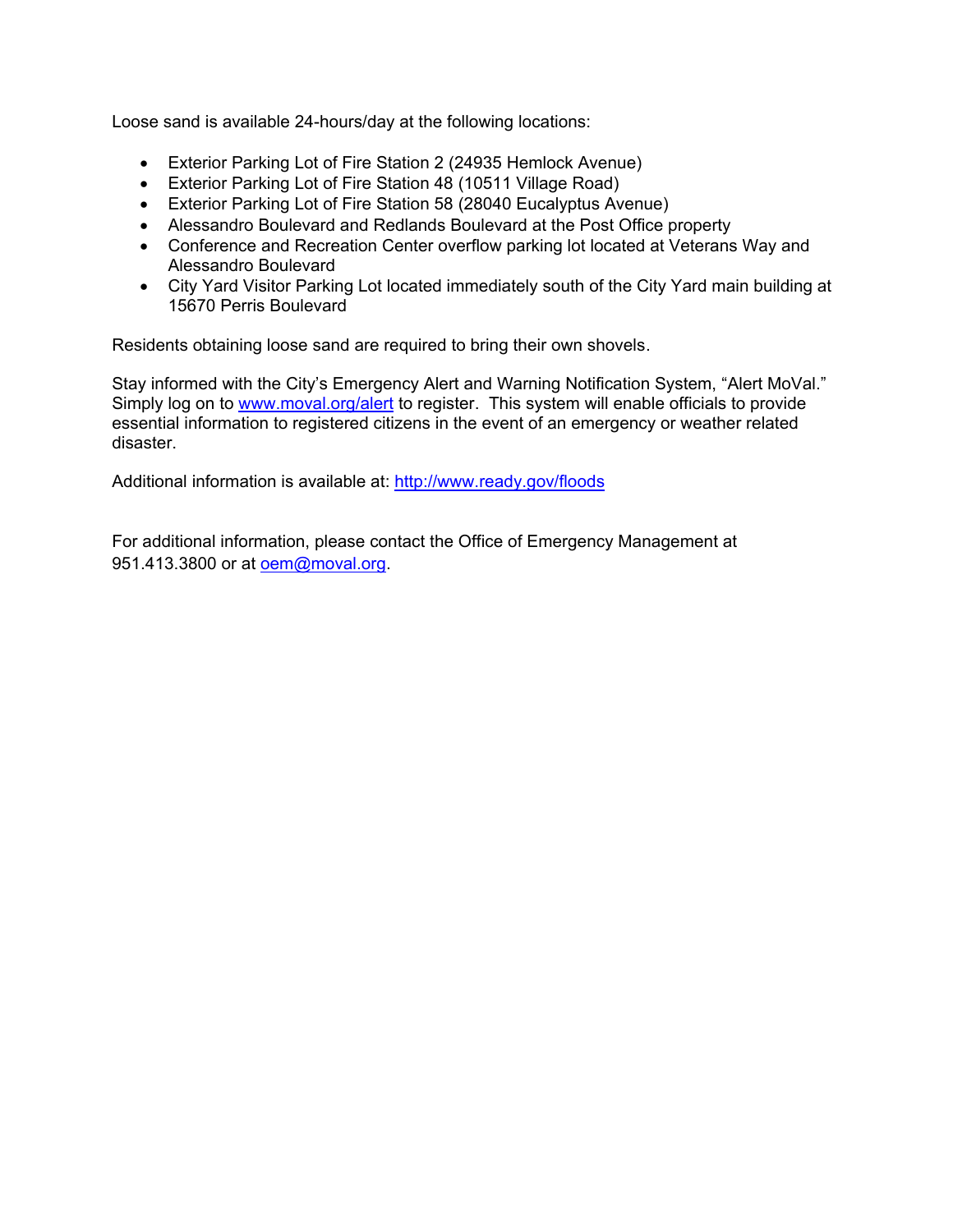Loose sand is available 24-hours/day at the following locations:

- Exterior Parking Lot of Fire Station 2 (24935 Hemlock Avenue)
- Exterior Parking Lot of Fire Station 48 (10511 Village Road)
- Exterior Parking Lot of Fire Station 58 (28040 Eucalyptus Avenue)
- Alessandro Boulevard and Redlands Boulevard at the Post Office property
- Conference and Recreation Center overflow parking lot located at Veterans Way and Alessandro Boulevard
- City Yard Visitor Parking Lot located immediately south of the City Yard main building at 15670 Perris Boulevard

Residents obtaining loose sand are required to bring their own shovels.

Stay informed with the City's Emergency Alert and Warning Notification System, "Alert MoVal." Simply log on to [www.moval.org/alert](www.moval.org/alert) to register. This system will enable officials to provide essential information to registered citizens in the event of an emergency or weather related disaster.

Additional information is available at: [http://www.ready.gov/floods](http://www.ready.gov/floods)

For additional information, please contact the Office of Emergency Management at 951.413.3800 or at [oem@moval.org](mailto:oem@moval.org).